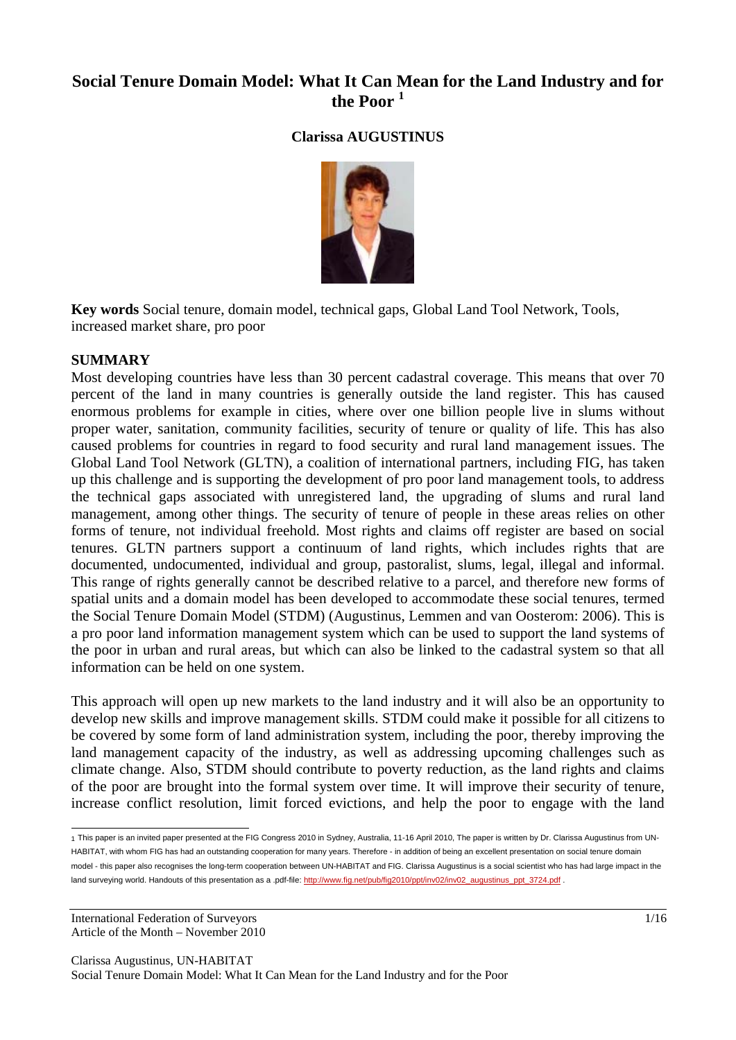# Social Tenure Domain Model: What It Can Mean for the Land Industry and for the Poor [1]

**Clarissa AUGUSTINUS**

**Key words** Social tenure, domain model, technical gaps, Global Land Tool Network, Tools, increased market share, pro poor

## SUMMARY

Most developing countries have less than 30 percent cadastral coverage. This means that over 70 percent of the land in many countries is generally outside the land register. This has caused enormous problems for example in cities, where over one billion people live in slums without proper water, sanitation, community facilities, security of tenure or quality of life. This has also caused problems for countries in regard to food security and rural land management issues. The Global Land Tool Network (GLTN), a coalition of international partners, including FIG, has taken up this challenge and is supporting the development of pro poor land management tools, to address the technical gaps associated with unregistered land, the upgrading of slums and rural land management, among other things. The security of tenure of people in these areas relies on other forms of tenure, not individual freehold. Most rights and claims off register are based on social tenures. GLTN partners support a continuum of land rights, which includes rights that are documented, undocumented, individual and group, pastoralist, slums, legal, illegal and informal. This range of rights generally cannot be described relative to a parcel, and therefore new forms of spatial units and a domain model has been developed to accommodate these social tenures, termed the Social Tenure Domain Model (STDM) (Augustinus, Lemmen and van Oosterom: 2006). This is a pro poor land information management system which can be used to support the land systems of the poor in urban and rural areas, but which can also be linked to the cadastral system so that all information can be held on one system.

This approach will open up new markets to the land industry and it will also be an opportunity to develop new skills and improve management skills. STDM could make it possible for all citizens to be covered by some form of land administration system, including the poor, thereby improving the land management capacity of the industry, as well as addressing upcoming challenges such as climate change. Also, STDM should contribute to poverty reduction, as the land rights and claims of the poor are brought into the formal system over time. It will improve their security of tenure, increase conflict resolution, limit forced evictions, and help the poor to engage with the land

---

[1] This paper is an invited paper presented at the FIG Congress 2010 in Sydney, Australia, 11-16 April 2010, The paper is written by Dr. Clarissa Augustinus from UN-HABITAT, with whom FIG has had an outstanding cooperation for many years. Therefore - in addition of being an excellent presentation on social tenure domain model - this paper also recognises the long-term cooperation between UN-HABITAT and FIG. Clarissa Augustinus is a social scientist who has had large impact in the land surveying world. Handouts of this presentation as a .pdf-file: http://www.fig.net/pub/fig2010/ppt/inv02/inv02_augustinus_ppt_3724.pdf .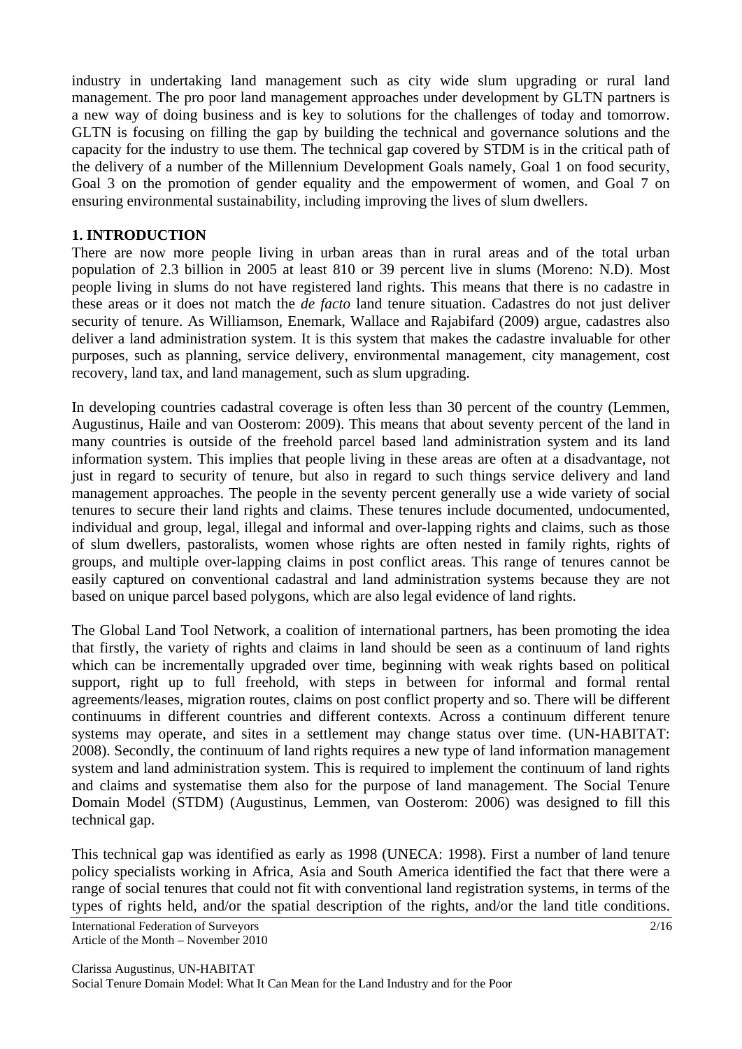industry in undertaking land management such as city wide slum upgrading or rural land management. The pro poor land management approaches under development by GLTN partners is a new way of doing business and is key to solutions for the challenges of today and tomorrow. GLTN is focusing on filling the gap by building the technical and governance solutions and the capacity for the industry to use them. The technical gap covered by STDM is in the critical path of the delivery of a number of the Millennium Development Goals namely, Goal 1 on food security, Goal 3 on the promotion of gender equality and the empowerment of women, and Goal 7 on ensuring environmental sustainability, including improving the lives of slum dwellers.

## 1. INTRODUCTION

There are now more people living in urban areas than in rural areas and of the total urban population of 2.3 billion in 2005 at least 810 or 39 percent live in slums (Moreno: N.D). Most people living in slums do not have registered land rights. This means that there is no cadastre in these areas or it does not match the *de facto* land tenure situation. Cadastres do not just deliver security of tenure. As Williamson, Enemark, Wallace and Rajabifard (2009) argue, cadastres also deliver a land administration system. It is this system that makes the cadastre invaluable for other purposes, such as planning, service delivery, environmental management, city management, cost recovery, land tax, and land management, such as slum upgrading.

In developing countries cadastral coverage is often less than 30 percent of the country (Lemmen, Augustinus, Haile and van Oosterom: 2009). This means that about seventy percent of the land in many countries is outside of the freehold parcel based land administration system and its land information system. This implies that people living in these areas are often at a disadvantage, not just in regard to security of tenure, but also in regard to such things service delivery and land management approaches. The people in the seventy percent generally use a wide variety of social tenures to secure their land rights and claims. These tenures include documented, undocumented, individual and group, legal, illegal and informal and over-lapping rights and claims, such as those of slum dwellers, pastoralists, women whose rights are often nested in family rights, rights of groups, and multiple over-lapping claims in post conflict areas. This range of tenures cannot be easily captured on conventional cadastral and land administration systems because they are not based on unique parcel based polygons, which are also legal evidence of land rights.

The Global Land Tool Network, a coalition of international partners, has been promoting the idea that firstly, the variety of rights and claims in land should be seen as a continuum of land rights which can be incrementally upgraded over time, beginning with weak rights based on political support, right up to full freehold, with steps in between for informal and formal rental agreements/leases, migration routes, claims on post conflict property and so. There will be different continuums in different countries and different contexts. Across a continuum different tenure systems may operate, and sites in a settlement may change status over time. (UN-HABITAT: 2008). Secondly, the continuum of land rights requires a new type of land information management system and land administration system. This is required to implement the continuum of land rights and claims and systematise them also for the purpose of land management. The Social Tenure Domain Model (STDM) (Augustinus, Lemmen, van Oosterom: 2006) was designed to fill this technical gap.

This technical gap was identified as early as 1998 (UNECA: 1998). First a number of land tenure policy specialists working in Africa, Asia and South America identified the fact that there were a range of social tenures that could not fit with conventional land registration systems, in terms of the types of rights held, and/or the spatial description of the rights, and/or the land title conditions.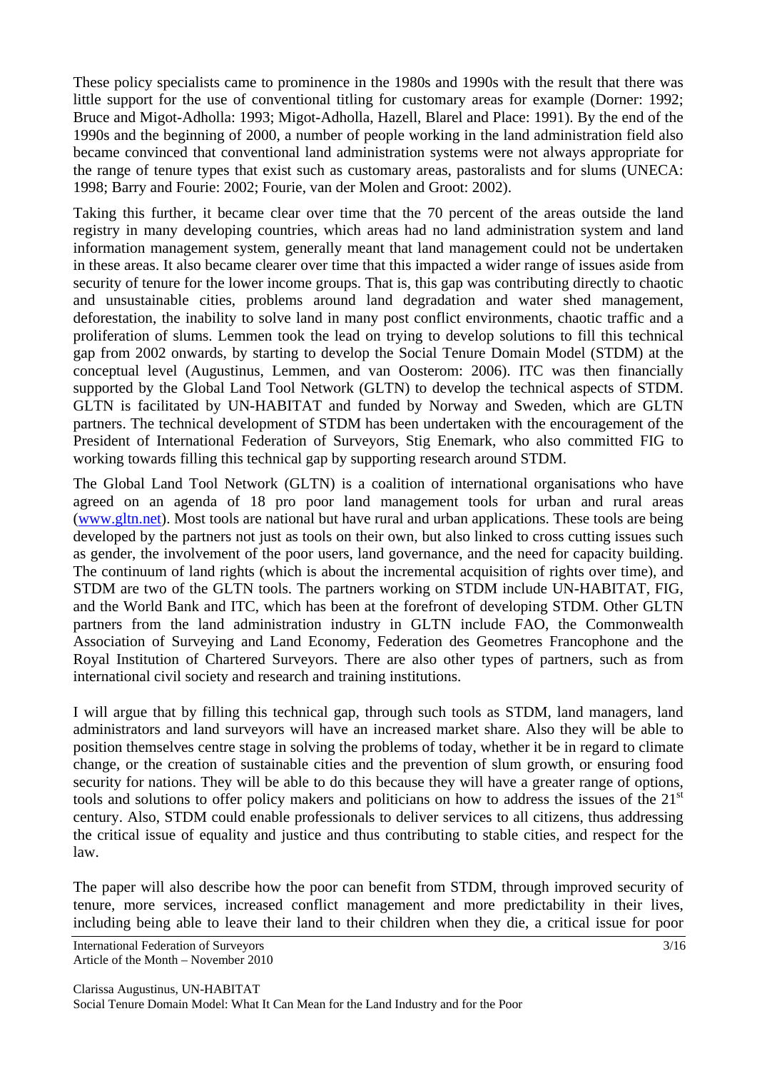These policy specialists came to prominence in the 1980s and 1990s with the result that there was little support for the use of conventional titling for customary areas for example (Dorner: 1992; Bruce and Migot-Adholla: 1993; Migot-Adholla, Hazell, Blarel and Place: 1991). By the end of the 1990s and the beginning of 2000, a number of people working in the land administration field also became convinced that conventional land administration systems were not always appropriate for the range of tenure types that exist such as customary areas, pastoralists and for slums (UNECA: 1998; Barry and Fourie: 2002; Fourie, van der Molen and Groot: 2002).

Taking this further, it became clear over time that the 70 percent of the areas outside the land registry in many developing countries, which areas had no land administration system and land information management system, generally meant that land management could not be undertaken in these areas. It also became clearer over time that this impacted a wider range of issues aside from security of tenure for the lower income groups. That is, this gap was contributing directly to chaotic and unsustainable cities, problems around land degradation and water shed management, deforestation, the inability to solve land in many post conflict environments, chaotic traffic and a proliferation of slums. Lemmen took the lead on trying to develop solutions to fill this technical gap from 2002 onwards, by starting to develop the Social Tenure Domain Model (STDM) at the conceptual level (Augustinus, Lemmen, and van Oosterom: 2006). ITC was then financially supported by the Global Land Tool Network (GLTN) to develop the technical aspects of STDM. GLTN is facilitated by UN-HABITAT and funded by Norway and Sweden, which are GLTN partners. The technical development of STDM has been undertaken with the encouragement of the President of International Federation of Surveyors, Stig Enemark, who also committed FIG to working towards filling this technical gap by supporting research around STDM.

The Global Land Tool Network (GLTN) is a coalition of international organisations who have agreed on an agenda of 18 pro poor land management tools for urban and rural areas (www.gltn.net). Most tools are national but have rural and urban applications. These tools are being developed by the partners not just as tools on their own, but also linked to cross cutting issues such as gender, the involvement of the poor users, land governance, and the need for capacity building. The continuum of land rights (which is about the incremental acquisition of rights over time), and STDM are two of the GLTN tools. The partners working on STDM include UN-HABITAT, FIG, and the World Bank and ITC, which has been at the forefront of developing STDM. Other GLTN partners from the land administration industry in GLTN include FAO, the Commonwealth Association of Surveying and Land Economy, Federation des Geometres Francophone and the Royal Institution of Chartered Surveyors. There are also other types of partners, such as from international civil society and research and training institutions.

I will argue that by filling this technical gap, through such tools as STDM, land managers, land administrators and land surveyors will have an increased market share. Also they will be able to position themselves centre stage in solving the problems of today, whether it be in regard to climate change, or the creation of sustainable cities and the prevention of slum growth, or ensuring food security for nations. They will be able to do this because they will have a greater range of options, tools and solutions to offer policy makers and politicians on how to address the issues of the 21st century. Also, STDM could enable professionals to deliver services to all citizens, thus addressing the critical issue of equality and justice and thus contributing to stable cities, and respect for the law.

The paper will also describe how the poor can benefit from STDM, through improved security of tenure, more services, increased conflict management and more predictability in their lives, including being able to leave their land to their children when they die, a critical issue for poor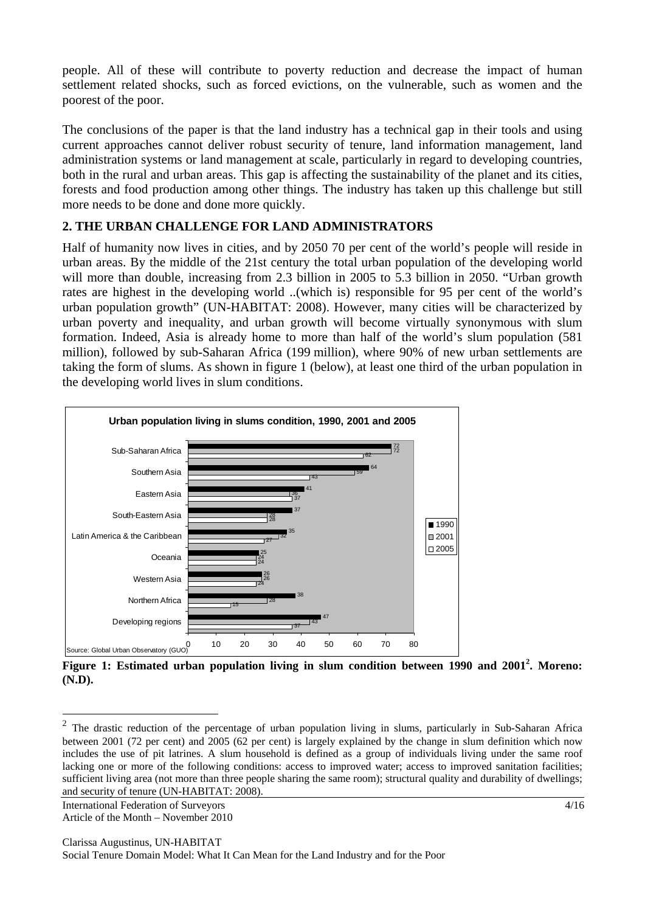people. All of these will contribute to poverty reduction and decrease the impact of human settlement related shocks, such as forced evictions, on the vulnerable, such as women and the poorest of the poor.

The conclusions of the paper is that the land industry has a technical gap in their tools and using current approaches cannot deliver robust security of tenure, land information management, land administration systems or land management at scale, particularly in regard to developing countries, both in the rural and urban areas. This gap is affecting the sustainability of the planet and its cities, forests and food production among other things. The industry has taken up this challenge but still more needs to be done and done more quickly.

## 2. THE URBAN CHALLENGE FOR LAND ADMINISTRATORS

Half of humanity now lives in cities, and by 2050 70 per cent of the world's people will reside in urban areas. By the middle of the 21st century the total urban population of the developing world will more than double, increasing from 2.3 billion in 2005 to 5.3 billion in 2050. "Urban growth rates are highest in the developing world ..(which is) responsible for 95 per cent of the world's urban population growth" (UN-HABITAT: 2008). However, many cities will be characterized by urban poverty and inequality, and urban growth will become virtually synonymous with slum formation. Indeed, Asia is already home to more than half of the world's slum population (581 million), followed by sub-Saharan Africa (199 million), where 90% of new urban settlements are taking the form of slums. As shown in figure 1 (below), at least one third of the urban population in the developing world lives in slum conditions.

**Urban population living in slums condition, 1990, 2001 and 2005**

| Region | 1990 | 2001 | 2005 |
|---|---|---|---|
| Sub-Saharan Africa | 72 | 72 | 62 |
| Southern Asia | 64 | 59 | 43 |
| Eastern Asia | 41 | 36 | 37 |
| South-Eastern Asia | 37 | 28 | 28 |
| Latin America & the Caribbean | 35 | 32 | 27 |
| Oceania | 25 | 24 | 24 |
| Western Asia | 26 | 26 | 24 |
| Northern Africa | 38 | 28 | 15 |
| Developing regions | 47 | 43 | 37 |

Source: Global Urban Observatory (GUO)

**Figure 1: Estimated urban population living in slum condition between 1990 and 2001[2]. Moreno: (N.D).**

---

[2] The drastic reduction of the percentage of urban population living in slums, particularly in Sub-Saharan Africa between 2001 (72 per cent) and 2005 (62 per cent) is largely explained by the change in slum definition which now includes the use of pit latrines. A slum household is defined as a group of individuals living under the same roof lacking one or more of the following conditions: access to improved water; access to improved sanitation facilities; sufficient living area (not more than three people sharing the same room); structural quality and durability of dwellings; and security of tenure (UN-HABITAT: 2008).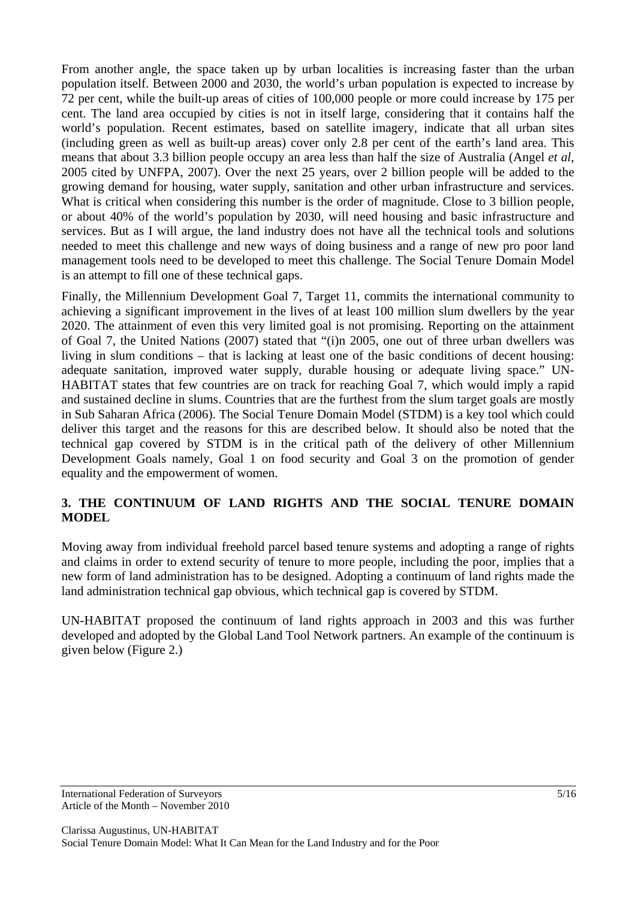From another angle, the space taken up by urban localities is increasing faster than the urban population itself. Between 2000 and 2030, the world's urban population is expected to increase by 72 per cent, while the built-up areas of cities of 100,000 people or more could increase by 175 per cent. The land area occupied by cities is not in itself large, considering that it contains half the world's population. Recent estimates, based on satellite imagery, indicate that all urban sites (including green as well as built-up areas) cover only 2.8 per cent of the earth's land area. This means that about 3.3 billion people occupy an area less than half the size of Australia (Angel *et al*, 2005 cited by UNFPA, 2007). Over the next 25 years, over 2 billion people will be added to the growing demand for housing, water supply, sanitation and other urban infrastructure and services. What is critical when considering this number is the order of magnitude. Close to 3 billion people, or about 40% of the world's population by 2030, will need housing and basic infrastructure and services. But as I will argue, the land industry does not have all the technical tools and solutions needed to meet this challenge and new ways of doing business and a range of new pro poor land management tools need to be developed to meet this challenge. The Social Tenure Domain Model is an attempt to fill one of these technical gaps.

Finally, the Millennium Development Goal 7, Target 11, commits the international community to achieving a significant improvement in the lives of at least 100 million slum dwellers by the year 2020. The attainment of even this very limited goal is not promising. Reporting on the attainment of Goal 7, the United Nations (2007) stated that "(i)n 2005, one out of three urban dwellers was living in slum conditions – that is lacking at least one of the basic conditions of decent housing: adequate sanitation, improved water supply, durable housing or adequate living space." UN-HABITAT states that few countries are on track for reaching Goal 7, which would imply a rapid and sustained decline in slums. Countries that are the furthest from the slum target goals are mostly in Sub Saharan Africa (2006). The Social Tenure Domain Model (STDM) is a key tool which could deliver this target and the reasons for this are described below. It should also be noted that the technical gap covered by STDM is in the critical path of the delivery of other Millennium Development Goals namely, Goal 1 on food security and Goal 3 on the promotion of gender equality and the empowerment of women.

## 3. THE CONTINUUM OF LAND RIGHTS AND THE SOCIAL TENURE DOMAIN MODEL

Moving away from individual freehold parcel based tenure systems and adopting a range of rights and claims in order to extend security of tenure to more people, including the poor, implies that a new form of land administration has to be designed. Adopting a continuum of land rights made the land administration technical gap obvious, which technical gap is covered by STDM.

UN-HABITAT proposed the continuum of land rights approach in 2003 and this was further developed and adopted by the Global Land Tool Network partners. An example of the continuum is given below (Figure 2.)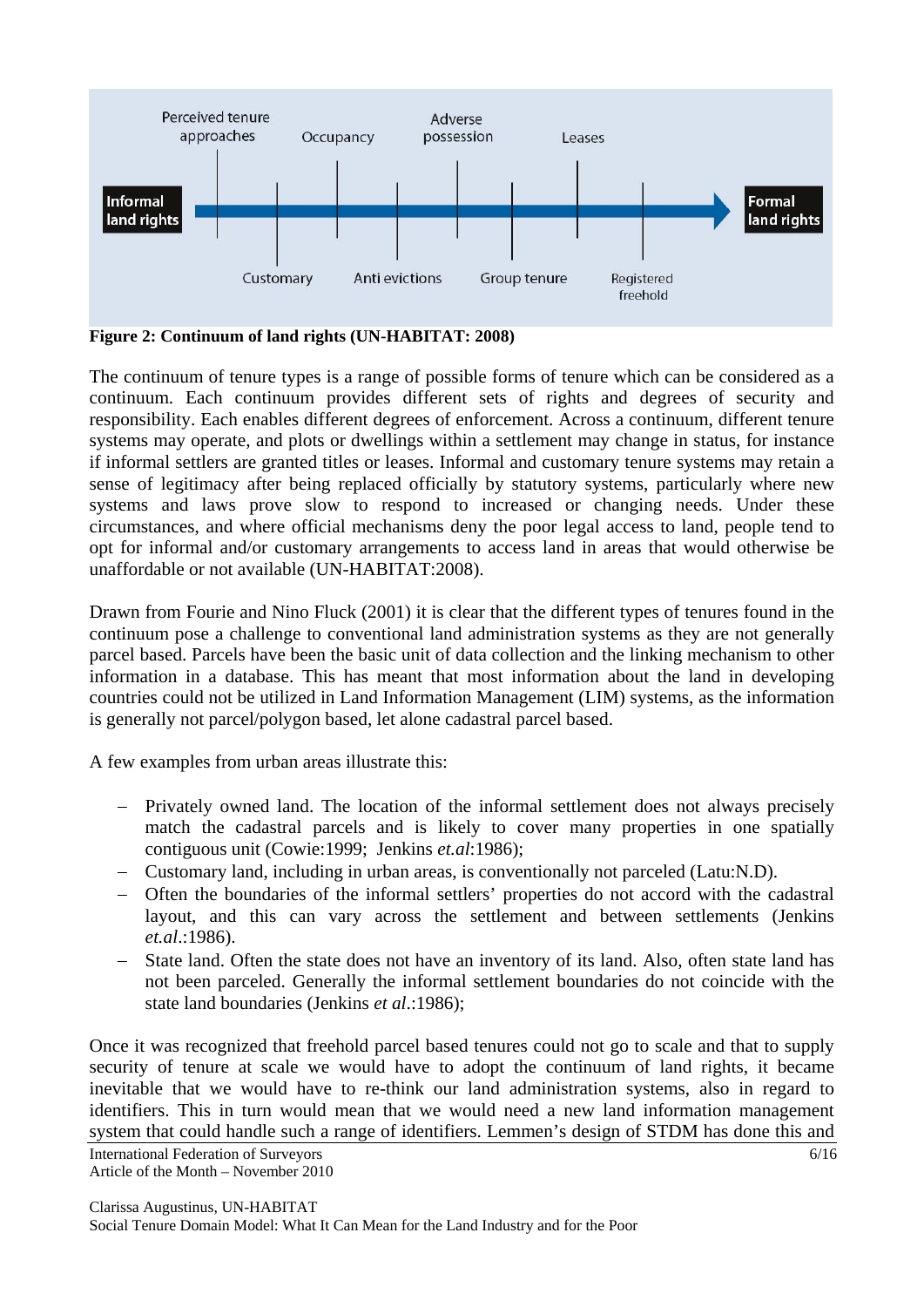**Figure 2: Continuum of land rights (UN-HABITAT: 2008)**

The continuum of tenure types is a range of possible forms of tenure which can be considered as a continuum. Each continuum provides different sets of rights and degrees of security and responsibility. Each enables different degrees of enforcement. Across a continuum, different tenure systems may operate, and plots or dwellings within a settlement may change in status, for instance if informal settlers are granted titles or leases. Informal and customary tenure systems may retain a sense of legitimacy after being replaced officially by statutory systems, particularly where new systems and laws prove slow to respond to increased or changing needs. Under these circumstances, and where official mechanisms deny the poor legal access to land, people tend to opt for informal and/or customary arrangements to access land in areas that would otherwise be unaffordable or not available (UN-HABITAT:2008).

Drawn from Fourie and Nino Fluck (2001) it is clear that the different types of tenures found in the continuum pose a challenge to conventional land administration systems as they are not generally parcel based. Parcels have been the basic unit of data collection and the linking mechanism to other information in a database. This has meant that most information about the land in developing countries could not be utilized in Land Information Management (LIM) systems, as the information is generally not parcel/polygon based, let alone cadastral parcel based.

A few examples from urban areas illustrate this:

- Privately owned land. The location of the informal settlement does not always precisely match the cadastral parcels and is likely to cover many properties in one spatially contiguous unit (Cowie:1999; Jenkins *et.al*:1986);
- Customary land, including in urban areas, is conventionally not parceled (Latu:N.D).
- Often the boundaries of the informal settlers' properties do not accord with the cadastral layout, and this can vary across the settlement and between settlements (Jenkins *et.al*.:1986).
- State land. Often the state does not have an inventory of its land. Also, often state land has not been parceled. Generally the informal settlement boundaries do not coincide with the state land boundaries (Jenkins *et al*.:1986);

Once it was recognized that freehold parcel based tenures could not go to scale and that to supply security of tenure at scale we would have to adopt the continuum of land rights, it became inevitable that we would have to re-think our land administration systems, also in regard to identifiers. This in turn would mean that we would need a new land information management system that could handle such a range of identifiers. Lemmen's design of STDM has done this and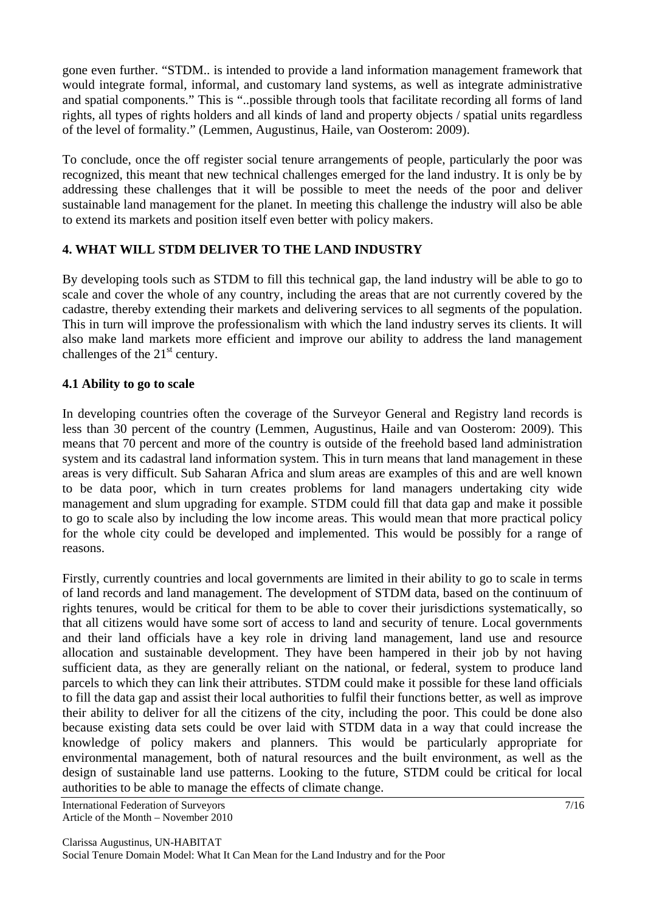gone even further. "STDM.. is intended to provide a land information management framework that would integrate formal, informal, and customary land systems, as well as integrate administrative and spatial components." This is "..possible through tools that facilitate recording all forms of land rights, all types of rights holders and all kinds of land and property objects / spatial units regardless of the level of formality." (Lemmen, Augustinus, Haile, van Oosterom: 2009).

To conclude, once the off register social tenure arrangements of people, particularly the poor was recognized, this meant that new technical challenges emerged for the land industry. It is only be by addressing these challenges that it will be possible to meet the needs of the poor and deliver sustainable land management for the planet. In meeting this challenge the industry will also be able to extend its markets and position itself even better with policy makers.

## 4. WHAT WILL STDM DELIVER TO THE LAND INDUSTRY

By developing tools such as STDM to fill this technical gap, the land industry will be able to go to scale and cover the whole of any country, including the areas that are not currently covered by the cadastre, thereby extending their markets and delivering services to all segments of the population. This in turn will improve the professionalism with which the land industry serves its clients. It will also make land markets more efficient and improve our ability to address the land management challenges of the 21st century.

### 4.1 Ability to go to scale

In developing countries often the coverage of the Surveyor General and Registry land records is less than 30 percent of the country (Lemmen, Augustinus, Haile and van Oosterom: 2009). This means that 70 percent and more of the country is outside of the freehold based land administration system and its cadastral land information system. This in turn means that land management in these areas is very difficult. Sub Saharan Africa and slum areas are examples of this and are well known to be data poor, which in turn creates problems for land managers undertaking city wide management and slum upgrading for example. STDM could fill that data gap and make it possible to go to scale also by including the low income areas. This would mean that more practical policy for the whole city could be developed and implemented. This would be possibly for a range of reasons.

Firstly, currently countries and local governments are limited in their ability to go to scale in terms of land records and land management. The development of STDM data, based on the continuum of rights tenures, would be critical for them to be able to cover their jurisdictions systematically, so that all citizens would have some sort of access to land and security of tenure. Local governments and their land officials have a key role in driving land management, land use and resource allocation and sustainable development. They have been hampered in their job by not having sufficient data, as they are generally reliant on the national, or federal, system to produce land parcels to which they can link their attributes. STDM could make it possible for these land officials to fill the data gap and assist their local authorities to fulfil their functions better, as well as improve their ability to deliver for all the citizens of the city, including the poor. This could be done also because existing data sets could be over laid with STDM data in a way that could increase the knowledge of policy makers and planners. This would be particularly appropriate for environmental management, both of natural resources and the built environment, as well as the design of sustainable land use patterns. Looking to the future, STDM could be critical for local authorities to be able to manage the effects of climate change.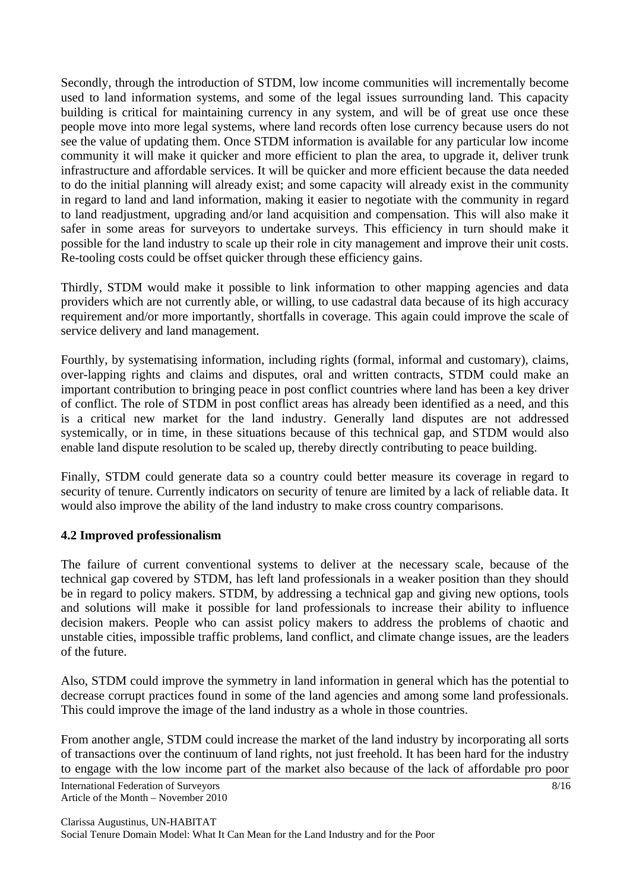Secondly, through the introduction of STDM, low income communities will incrementally become used to land information systems, and some of the legal issues surrounding land. This capacity building is critical for maintaining currency in any system, and will be of great use once these people move into more legal systems, where land records often lose currency because users do not see the value of updating them. Once STDM information is available for any particular low income community it will make it quicker and more efficient to plan the area, to upgrade it, deliver trunk infrastructure and affordable services. It will be quicker and more efficient because the data needed to do the initial planning will already exist; and some capacity will already exist in the community in regard to land and land information, making it easier to negotiate with the community in regard to land readjustment, upgrading and/or land acquisition and compensation. This will also make it safer in some areas for surveyors to undertake surveys. This efficiency in turn should make it possible for the land industry to scale up their role in city management and improve their unit costs. Re-tooling costs could be offset quicker through these efficiency gains.

Thirdly, STDM would make it possible to link information to other mapping agencies and data providers which are not currently able, or willing, to use cadastral data because of its high accuracy requirement and/or more importantly, shortfalls in coverage. This again could improve the scale of service delivery and land management.

Fourthly, by systematising information, including rights (formal, informal and customary), claims, over-lapping rights and claims and disputes, oral and written contracts, STDM could make an important contribution to bringing peace in post conflict countries where land has been a key driver of conflict. The role of STDM in post conflict areas has already been identified as a need, and this is a critical new market for the land industry. Generally land disputes are not addressed systemically, or in time, in these situations because of this technical gap, and STDM would also enable land dispute resolution to be scaled up, thereby directly contributing to peace building.

Finally, STDM could generate data so a country could better measure its coverage in regard to security of tenure. Currently indicators on security of tenure are limited by a lack of reliable data. It would also improve the ability of the land industry to make cross country comparisons.

### 4.2 Improved professionalism

The failure of current conventional systems to deliver at the necessary scale, because of the technical gap covered by STDM, has left land professionals in a weaker position than they should be in regard to policy makers. STDM, by addressing a technical gap and giving new options, tools and solutions will make it possible for land professionals to increase their ability to influence decision makers. People who can assist policy makers to address the problems of chaotic and unstable cities, impossible traffic problems, land conflict, and climate change issues, are the leaders of the future.

Also, STDM could improve the symmetry in land information in general which has the potential to decrease corrupt practices found in some of the land agencies and among some land professionals. This could improve the image of the land industry as a whole in those countries.

From another angle, STDM could increase the market of the land industry by incorporating all sorts of transactions over the continuum of land rights, not just freehold. It has been hard for the industry to engage with the low income part of the market also because of the lack of affordable pro poor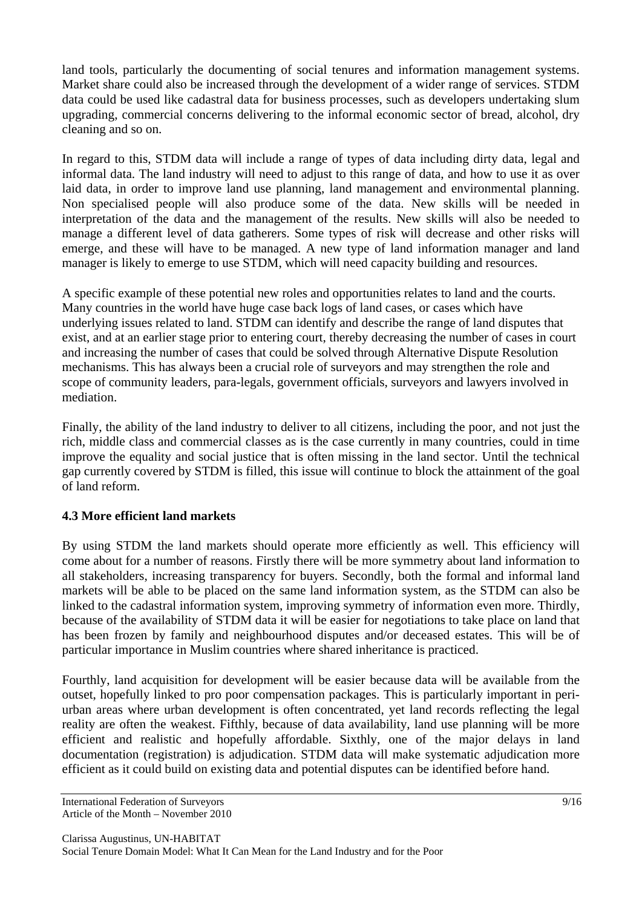land tools, particularly the documenting of social tenures and information management systems. Market share could also be increased through the development of a wider range of services. STDM data could be used like cadastral data for business processes, such as developers undertaking slum upgrading, commercial concerns delivering to the informal economic sector of bread, alcohol, dry cleaning and so on.

In regard to this, STDM data will include a range of types of data including dirty data, legal and informal data. The land industry will need to adjust to this range of data, and how to use it as over laid data, in order to improve land use planning, land management and environmental planning. Non specialised people will also produce some of the data. New skills will be needed in interpretation of the data and the management of the results. New skills will also be needed to manage a different level of data gatherers. Some types of risk will decrease and other risks will emerge, and these will have to be managed. A new type of land information manager and land manager is likely to emerge to use STDM, which will need capacity building and resources.

A specific example of these potential new roles and opportunities relates to land and the courts. Many countries in the world have huge case back logs of land cases, or cases which have underlying issues related to land. STDM can identify and describe the range of land disputes that exist, and at an earlier stage prior to entering court, thereby decreasing the number of cases in court and increasing the number of cases that could be solved through Alternative Dispute Resolution mechanisms. This has always been a crucial role of surveyors and may strengthen the role and scope of community leaders, para-legals, government officials, surveyors and lawyers involved in mediation.

Finally, the ability of the land industry to deliver to all citizens, including the poor, and not just the rich, middle class and commercial classes as is the case currently in many countries, could in time improve the equality and social justice that is often missing in the land sector. Until the technical gap currently covered by STDM is filled, this issue will continue to block the attainment of the goal of land reform.

### 4.3 More efficient land markets

By using STDM the land markets should operate more efficiently as well. This efficiency will come about for a number of reasons. Firstly there will be more symmetry about land information to all stakeholders, increasing transparency for buyers. Secondly, both the formal and informal land markets will be able to be placed on the same land information system, as the STDM can also be linked to the cadastral information system, improving symmetry of information even more. Thirdly, because of the availability of STDM data it will be easier for negotiations to take place on land that has been frozen by family and neighbourhood disputes and/or deceased estates. This will be of particular importance in Muslim countries where shared inheritance is practiced.

Fourthly, land acquisition for development will be easier because data will be available from the outset, hopefully linked to pro poor compensation packages. This is particularly important in peri-urban areas where urban development is often concentrated, yet land records reflecting the legal reality are often the weakest. Fifthly, because of data availability, land use planning will be more efficient and realistic and hopefully affordable. Sixthly, one of the major delays in land documentation (registration) is adjudication. STDM data will make systematic adjudication more efficient as it could build on existing data and potential disputes can be identified before hand.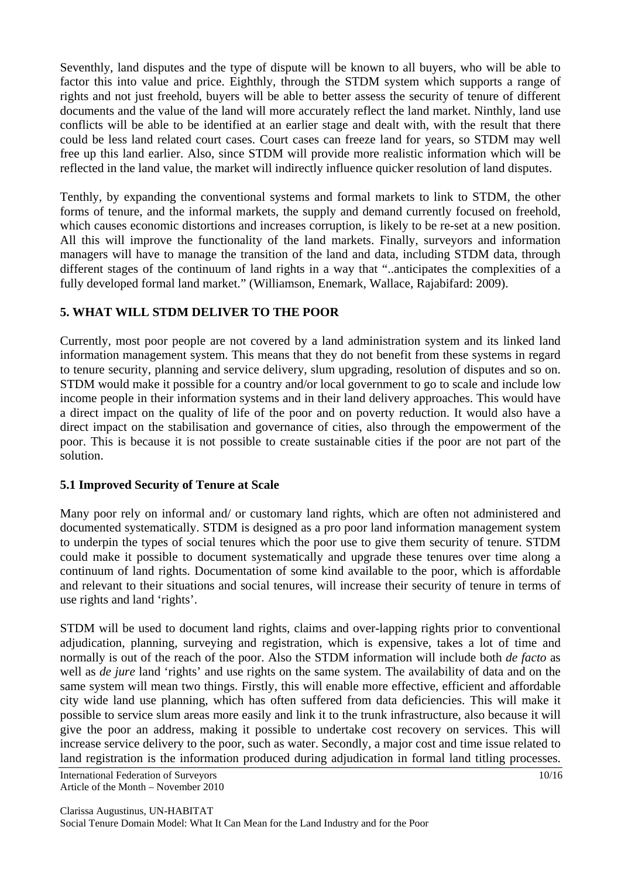Seventhly, land disputes and the type of dispute will be known to all buyers, who will be able to factor this into value and price. Eighthly, through the STDM system which supports a range of rights and not just freehold, buyers will be able to better assess the security of tenure of different documents and the value of the land will more accurately reflect the land market. Ninthly, land use conflicts will be able to be identified at an earlier stage and dealt with, with the result that there could be less land related court cases. Court cases can freeze land for years, so STDM may well free up this land earlier. Also, since STDM will provide more realistic information which will be reflected in the land value, the market will indirectly influence quicker resolution of land disputes.

Tenthly, by expanding the conventional systems and formal markets to link to STDM, the other forms of tenure, and the informal markets, the supply and demand currently focused on freehold, which causes economic distortions and increases corruption, is likely to be re-set at a new position. All this will improve the functionality of the land markets. Finally, surveyors and information managers will have to manage the transition of the land and data, including STDM data, through different stages of the continuum of land rights in a way that "..anticipates the complexities of a fully developed formal land market." (Williamson, Enemark, Wallace, Rajabifard: 2009).

## 5. WHAT WILL STDM DELIVER TO THE POOR

Currently, most poor people are not covered by a land administration system and its linked land information management system. This means that they do not benefit from these systems in regard to tenure security, planning and service delivery, slum upgrading, resolution of disputes and so on. STDM would make it possible for a country and/or local government to go to scale and include low income people in their information systems and in their land delivery approaches. This would have a direct impact on the quality of life of the poor and on poverty reduction. It would also have a direct impact on the stabilisation and governance of cities, also through the empowerment of the poor. This is because it is not possible to create sustainable cities if the poor are not part of the solution.

### 5.1 Improved Security of Tenure at Scale

Many poor rely on informal and/ or customary land rights, which are often not administered and documented systematically. STDM is designed as a pro poor land information management system to underpin the types of social tenures which the poor use to give them security of tenure. STDM could make it possible to document systematically and upgrade these tenures over time along a continuum of land rights. Documentation of some kind available to the poor, which is affordable and relevant to their situations and social tenures, will increase their security of tenure in terms of use rights and land 'rights'.

STDM will be used to document land rights, claims and over-lapping rights prior to conventional adjudication, planning, surveying and registration, which is expensive, takes a lot of time and normally is out of the reach of the poor. Also the STDM information will include both *de facto* as well as *de jure* land 'rights' and use rights on the same system. The availability of data and on the same system will mean two things. Firstly, this will enable more effective, efficient and affordable city wide land use planning, which has often suffered from data deficiencies. This will make it possible to service slum areas more easily and link it to the trunk infrastructure, also because it will give the poor an address, making it possible to undertake cost recovery on services. This will increase service delivery to the poor, such as water. Secondly, a major cost and time issue related to land registration is the information produced during adjudication in formal land titling processes.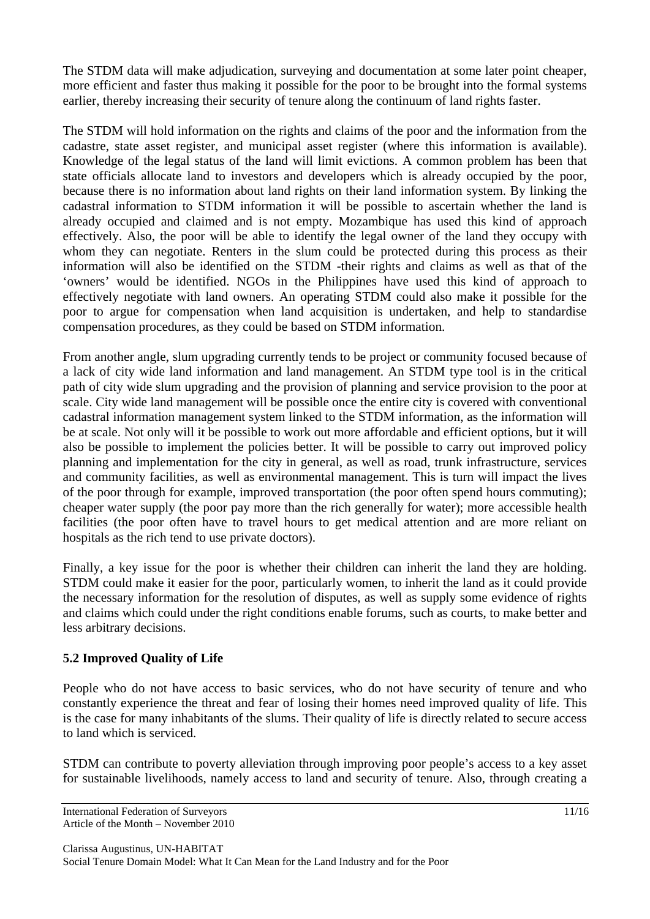The STDM data will make adjudication, surveying and documentation at some later point cheaper, more efficient and faster thus making it possible for the poor to be brought into the formal systems earlier, thereby increasing their security of tenure along the continuum of land rights faster.

The STDM will hold information on the rights and claims of the poor and the information from the cadastre, state asset register, and municipal asset register (where this information is available). Knowledge of the legal status of the land will limit evictions. A common problem has been that state officials allocate land to investors and developers which is already occupied by the poor, because there is no information about land rights on their land information system. By linking the cadastral information to STDM information it will be possible to ascertain whether the land is already occupied and claimed and is not empty. Mozambique has used this kind of approach effectively. Also, the poor will be able to identify the legal owner of the land they occupy with whom they can negotiate. Renters in the slum could be protected during this process as their information will also be identified on the STDM -their rights and claims as well as that of the 'owners' would be identified. NGOs in the Philippines have used this kind of approach to effectively negotiate with land owners. An operating STDM could also make it possible for the poor to argue for compensation when land acquisition is undertaken, and help to standardise compensation procedures, as they could be based on STDM information.

From another angle, slum upgrading currently tends to be project or community focused because of a lack of city wide land information and land management. An STDM type tool is in the critical path of city wide slum upgrading and the provision of planning and service provision to the poor at scale. City wide land management will be possible once the entire city is covered with conventional cadastral information management system linked to the STDM information, as the information will be at scale. Not only will it be possible to work out more affordable and efficient options, but it will also be possible to implement the policies better. It will be possible to carry out improved policy planning and implementation for the city in general, as well as road, trunk infrastructure, services and community facilities, as well as environmental management. This is turn will impact the lives of the poor through for example, improved transportation (the poor often spend hours commuting); cheaper water supply (the poor pay more than the rich generally for water); more accessible health facilities (the poor often have to travel hours to get medical attention and are more reliant on hospitals as the rich tend to use private doctors).

Finally, a key issue for the poor is whether their children can inherit the land they are holding. STDM could make it easier for the poor, particularly women, to inherit the land as it could provide the necessary information for the resolution of disputes, as well as supply some evidence of rights and claims which could under the right conditions enable forums, such as courts, to make better and less arbitrary decisions.

### 5.2 Improved Quality of Life

People who do not have access to basic services, who do not have security of tenure and who constantly experience the threat and fear of losing their homes need improved quality of life. This is the case for many inhabitants of the slums. Their quality of life is directly related to secure access to land which is serviced.

STDM can contribute to poverty alleviation through improving poor people's access to a key asset for sustainable livelihoods, namely access to land and security of tenure. Also, through creating a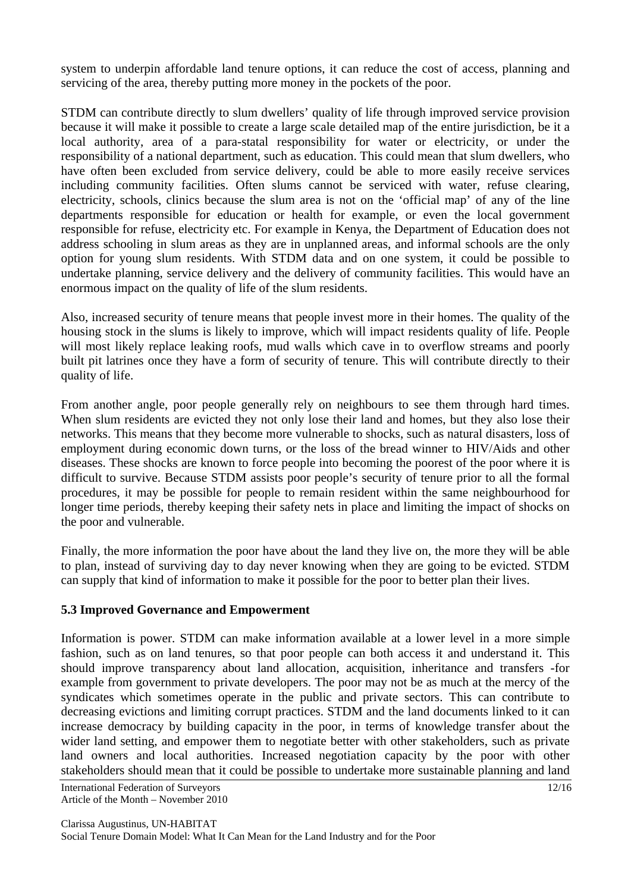system to underpin affordable land tenure options, it can reduce the cost of access, planning and servicing of the area, thereby putting more money in the pockets of the poor.

STDM can contribute directly to slum dwellers' quality of life through improved service provision because it will make it possible to create a large scale detailed map of the entire jurisdiction, be it a local authority, area of a para-statal responsibility for water or electricity, or under the responsibility of a national department, such as education. This could mean that slum dwellers, who have often been excluded from service delivery, could be able to more easily receive services including community facilities. Often slums cannot be serviced with water, refuse clearing, electricity, schools, clinics because the slum area is not on the 'official map' of any of the line departments responsible for education or health for example, or even the local government responsible for refuse, electricity etc. For example in Kenya, the Department of Education does not address schooling in slum areas as they are in unplanned areas, and informal schools are the only option for young slum residents. With STDM data and on one system, it could be possible to undertake planning, service delivery and the delivery of community facilities. This would have an enormous impact on the quality of life of the slum residents.

Also, increased security of tenure means that people invest more in their homes. The quality of the housing stock in the slums is likely to improve, which will impact residents quality of life. People will most likely replace leaking roofs, mud walls which cave in to overflow streams and poorly built pit latrines once they have a form of security of tenure. This will contribute directly to their quality of life.

From another angle, poor people generally rely on neighbours to see them through hard times. When slum residents are evicted they not only lose their land and homes, but they also lose their networks. This means that they become more vulnerable to shocks, such as natural disasters, loss of employment during economic down turns, or the loss of the bread winner to HIV/Aids and other diseases. These shocks are known to force people into becoming the poorest of the poor where it is difficult to survive. Because STDM assists poor people's security of tenure prior to all the formal procedures, it may be possible for people to remain resident within the same neighbourhood for longer time periods, thereby keeping their safety nets in place and limiting the impact of shocks on the poor and vulnerable.

Finally, the more information the poor have about the land they live on, the more they will be able to plan, instead of surviving day to day never knowing when they are going to be evicted. STDM can supply that kind of information to make it possible for the poor to better plan their lives.

### 5.3 Improved Governance and Empowerment

Information is power. STDM can make information available at a lower level in a more simple fashion, such as on land tenures, so that poor people can both access it and understand it. This should improve transparency about land allocation, acquisition, inheritance and transfers -for example from government to private developers. The poor may not be as much at the mercy of the syndicates which sometimes operate in the public and private sectors. This can contribute to decreasing evictions and limiting corrupt practices. STDM and the land documents linked to it can increase democracy by building capacity in the poor, in terms of knowledge transfer about the wider land setting, and empower them to negotiate better with other stakeholders, such as private land owners and local authorities. Increased negotiation capacity by the poor with other stakeholders should mean that it could be possible to undertake more sustainable planning and land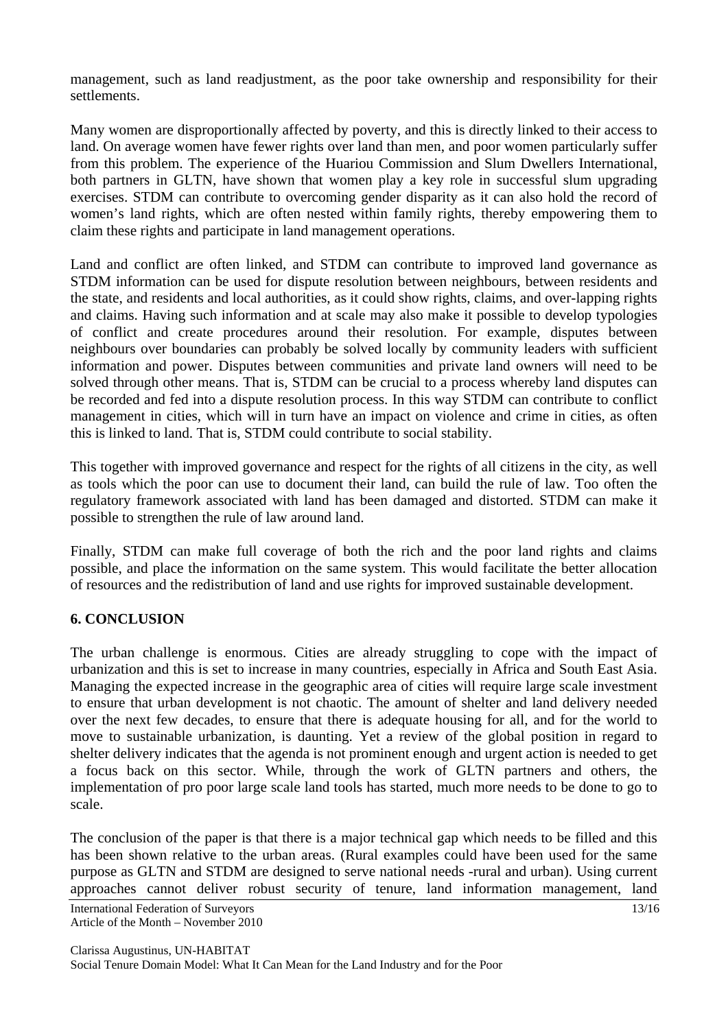management, such as land readjustment, as the poor take ownership and responsibility for their settlements.

Many women are disproportionally affected by poverty, and this is directly linked to their access to land. On average women have fewer rights over land than men, and poor women particularly suffer from this problem. The experience of the Huariou Commission and Slum Dwellers International, both partners in GLTN, have shown that women play a key role in successful slum upgrading exercises. STDM can contribute to overcoming gender disparity as it can also hold the record of women's land rights, which are often nested within family rights, thereby empowering them to claim these rights and participate in land management operations.

Land and conflict are often linked, and STDM can contribute to improved land governance as STDM information can be used for dispute resolution between neighbours, between residents and the state, and residents and local authorities, as it could show rights, claims, and over-lapping rights and claims. Having such information and at scale may also make it possible to develop typologies of conflict and create procedures around their resolution. For example, disputes between neighbours over boundaries can probably be solved locally by community leaders with sufficient information and power. Disputes between communities and private land owners will need to be solved through other means. That is, STDM can be crucial to a process whereby land disputes can be recorded and fed into a dispute resolution process. In this way STDM can contribute to conflict management in cities, which will in turn have an impact on violence and crime in cities, as often this is linked to land. That is, STDM could contribute to social stability.

This together with improved governance and respect for the rights of all citizens in the city, as well as tools which the poor can use to document their land, can build the rule of law. Too often the regulatory framework associated with land has been damaged and distorted. STDM can make it possible to strengthen the rule of law around land.

Finally, STDM can make full coverage of both the rich and the poor land rights and claims possible, and place the information on the same system. This would facilitate the better allocation of resources and the redistribution of land and use rights for improved sustainable development.

## 6. CONCLUSION

The urban challenge is enormous. Cities are already struggling to cope with the impact of urbanization and this is set to increase in many countries, especially in Africa and South East Asia. Managing the expected increase in the geographic area of cities will require large scale investment to ensure that urban development is not chaotic. The amount of shelter and land delivery needed over the next few decades, to ensure that there is adequate housing for all, and for the world to move to sustainable urbanization, is daunting. Yet a review of the global position in regard to shelter delivery indicates that the agenda is not prominent enough and urgent action is needed to get a focus back on this sector. While, through the work of GLTN partners and others, the implementation of pro poor large scale land tools has started, much more needs to be done to go to scale.

The conclusion of the paper is that there is a major technical gap which needs to be filled and this has been shown relative to the urban areas. (Rural examples could have been used for the same purpose as GLTN and STDM are designed to serve national needs -rural and urban). Using current approaches cannot deliver robust security of tenure, land information management, land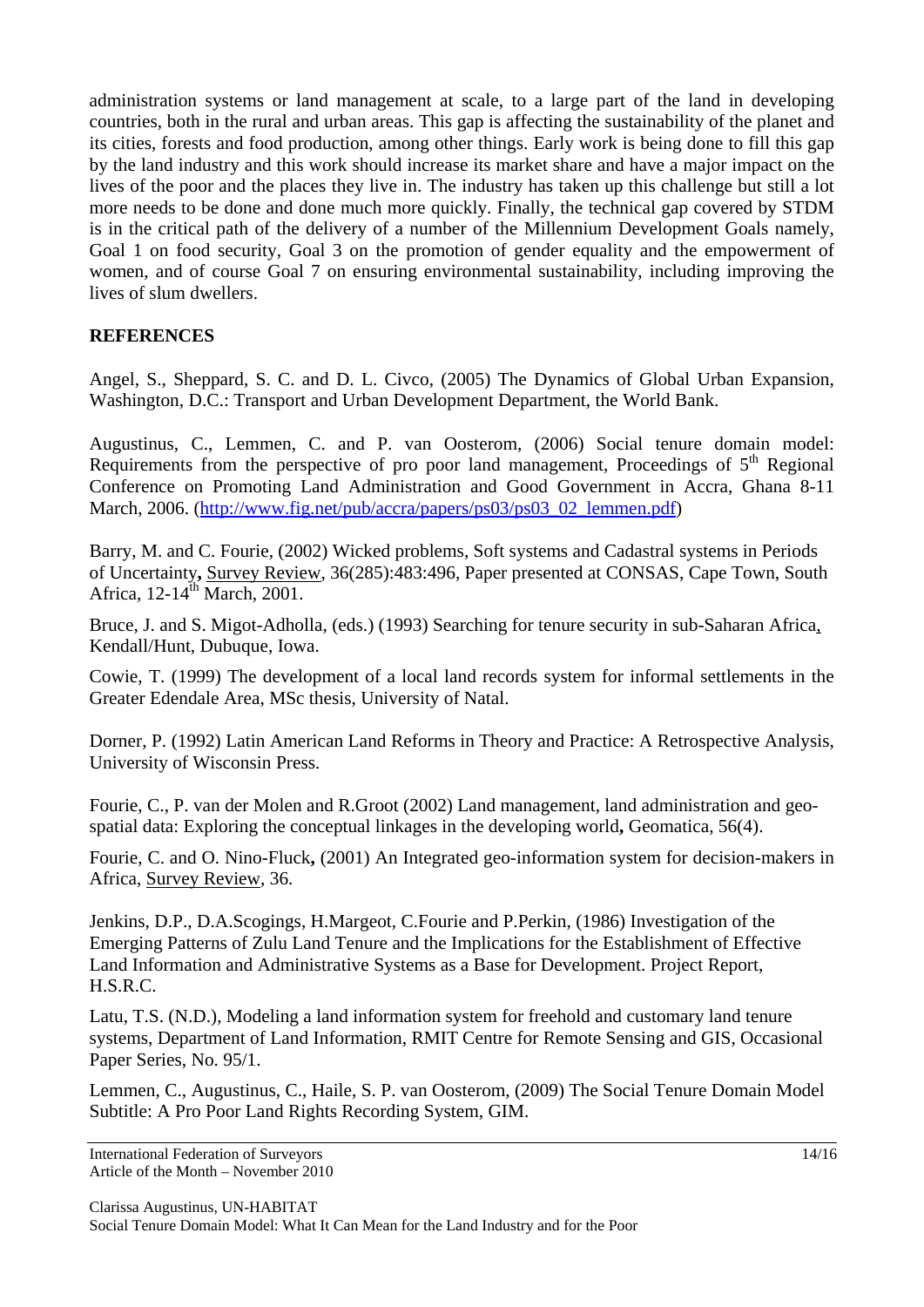administration systems or land management at scale, to a large part of the land in developing countries, both in the rural and urban areas. This gap is affecting the sustainability of the planet and its cities, forests and food production, among other things. Early work is being done to fill this gap by the land industry and this work should increase its market share and have a major impact on the lives of the poor and the places they live in. The industry has taken up this challenge but still a lot more needs to be done and done much more quickly. Finally, the technical gap covered by STDM is in the critical path of the delivery of a number of the Millennium Development Goals namely, Goal 1 on food security, Goal 3 on the promotion of gender equality and the empowerment of women, and of course Goal 7 on ensuring environmental sustainability, including improving the lives of slum dwellers.

## REFERENCES

Angel, S., Sheppard, S. C. and D. L. Civco, (2005) The Dynamics of Global Urban Expansion, Washington, D.C.: Transport and Urban Development Department, the World Bank.

Augustinus, C., Lemmen, C. and P. van Oosterom, (2006) Social tenure domain model: Requirements from the perspective of pro poor land management, Proceedings of 5th Regional Conference on Promoting Land Administration and Good Government in Accra, Ghana 8-11 March, 2006. (http://www.fig.net/pub/accra/papers/ps03/ps03_02_lemmen.pdf)

Barry, M. and C. Fourie, (2002) Wicked problems, Soft systems and Cadastral systems in Periods of Uncertainty**,** Survey Review, 36(285):483:496, Paper presented at CONSAS, Cape Town, South Africa, 12-14th March, 2001.

Bruce, J. and S. Migot-Adholla, (eds.) (1993) Searching for tenure security in sub-Saharan Africa, Kendall/Hunt, Dubuque, Iowa.

Cowie, T. (1999) The development of a local land records system for informal settlements in the Greater Edendale Area, MSc thesis, University of Natal.

Dorner, P. (1992) Latin American Land Reforms in Theory and Practice: A Retrospective Analysis, University of Wisconsin Press.

Fourie, C., P. van der Molen and R.Groot (2002) Land management, land administration and geo-spatial data: Exploring the conceptual linkages in the developing world**,** Geomatica, 56(4).

Fourie, C. and O. Nino-Fluck**,** (2001) An Integrated geo-information system for decision-makers in Africa, Survey Review, 36.

Jenkins, D.P., D.A.Scogings, H.Margeot, C.Fourie and P.Perkin, (1986) Investigation of the Emerging Patterns of Zulu Land Tenure and the Implications for the Establishment of Effective Land Information and Administrative Systems as a Base for Development. Project Report, H.S.R.C.

Latu, T.S. (N.D.), Modeling a land information system for freehold and customary land tenure systems, Department of Land Information, RMIT Centre for Remote Sensing and GIS, Occasional Paper Series, No. 95/1.

Lemmen, C., Augustinus, C., Haile, S. P. van Oosterom, (2009) The Social Tenure Domain Model Subtitle: A Pro Poor Land Rights Recording System, GIM.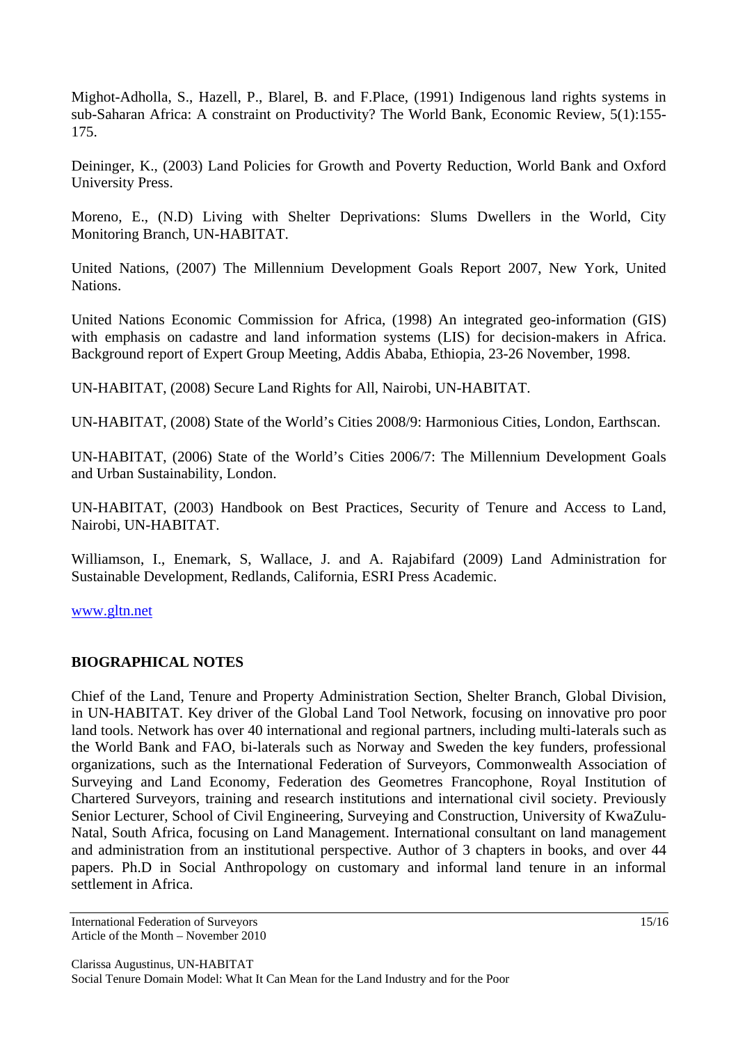Mighot-Adholla, S., Hazell, P., Blarel, B. and F.Place, (1991) Indigenous land rights systems in sub-Saharan Africa: A constraint on Productivity? The World Bank, Economic Review, 5(1):155-175.

Deininger, K., (2003) Land Policies for Growth and Poverty Reduction, World Bank and Oxford University Press.

Moreno, E., (N.D) Living with Shelter Deprivations: Slums Dwellers in the World, City Monitoring Branch, UN-HABITAT.

United Nations, (2007) The Millennium Development Goals Report 2007, New York, United Nations.

United Nations Economic Commission for Africa, (1998) An integrated geo-information (GIS) with emphasis on cadastre and land information systems (LIS) for decision-makers in Africa. Background report of Expert Group Meeting, Addis Ababa, Ethiopia, 23-26 November, 1998.

UN-HABITAT, (2008) Secure Land Rights for All, Nairobi, UN-HABITAT.

UN-HABITAT, (2008) State of the World's Cities 2008/9: Harmonious Cities, London, Earthscan.

UN-HABITAT, (2006) State of the World's Cities 2006/7: The Millennium Development Goals and Urban Sustainability, London.

UN-HABITAT, (2003) Handbook on Best Practices, Security of Tenure and Access to Land, Nairobi, UN-HABITAT.

Williamson, I., Enemark, S, Wallace, J. and A. Rajabifard (2009) Land Administration for Sustainable Development, Redlands, California, ESRI Press Academic.

www.gltn.net

**BIOGRAPHICAL NOTES**

Chief of the Land, Tenure and Property Administration Section, Shelter Branch, Global Division, in UN-HABITAT. Key driver of the Global Land Tool Network, focusing on innovative pro poor land tools. Network has over 40 international and regional partners, including multi-laterals such as the World Bank and FAO, bi-laterals such as Norway and Sweden the key funders, professional organizations, such as the International Federation of Surveyors, Commonwealth Association of Surveying and Land Economy, Federation des Geometres Francophone, Royal Institution of Chartered Surveyors, training and research institutions and international civil society. Previously Senior Lecturer, School of Civil Engineering, Surveying and Construction, University of KwaZulu-Natal, South Africa, focusing on Land Management. International consultant on land management and administration from an institutional perspective. Author of 3 chapters in books, and over 44 papers. Ph.D in Social Anthropology on customary and informal land tenure in an informal settlement in Africa.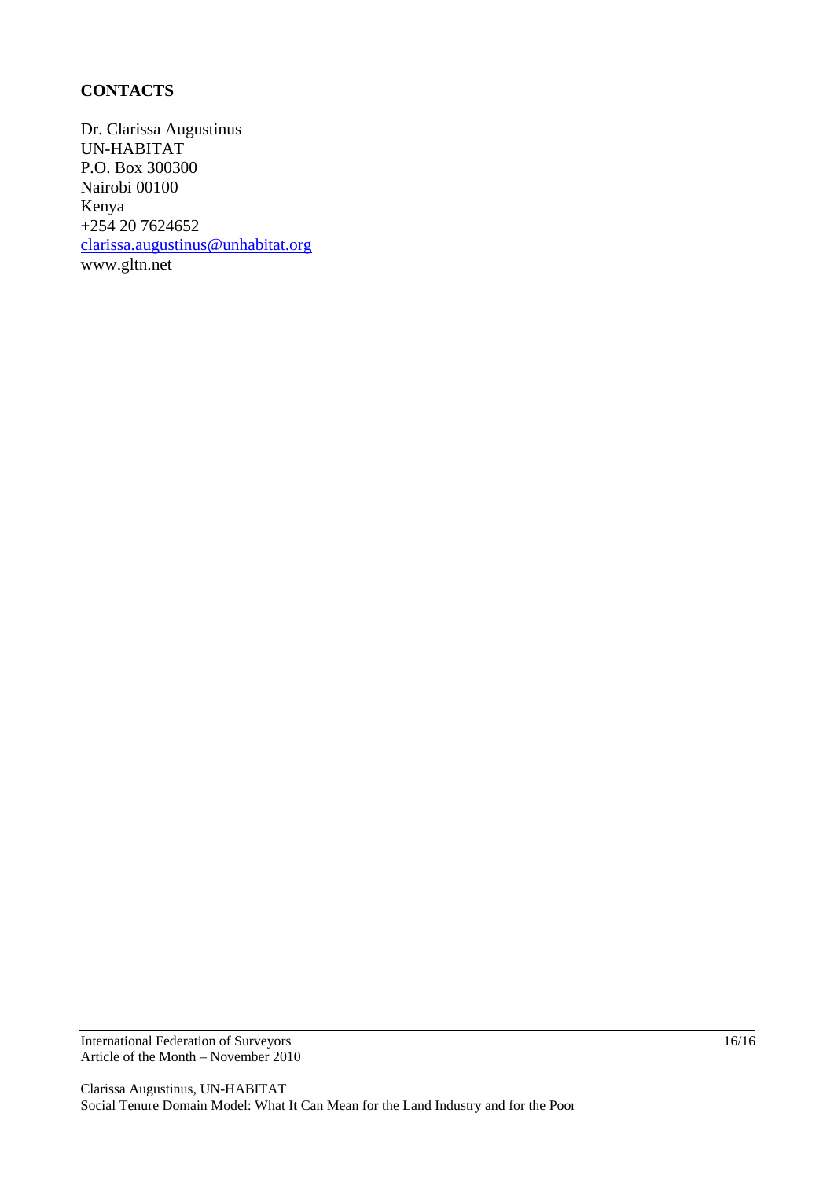**CONTACTS**

Dr. Clarissa Augustinus
UN-HABITAT
P.O. Box 300300
Nairobi 00100
Kenya
+254 20 7624652
clarissa.augustinus@unhabitat.org
www.gltn.net